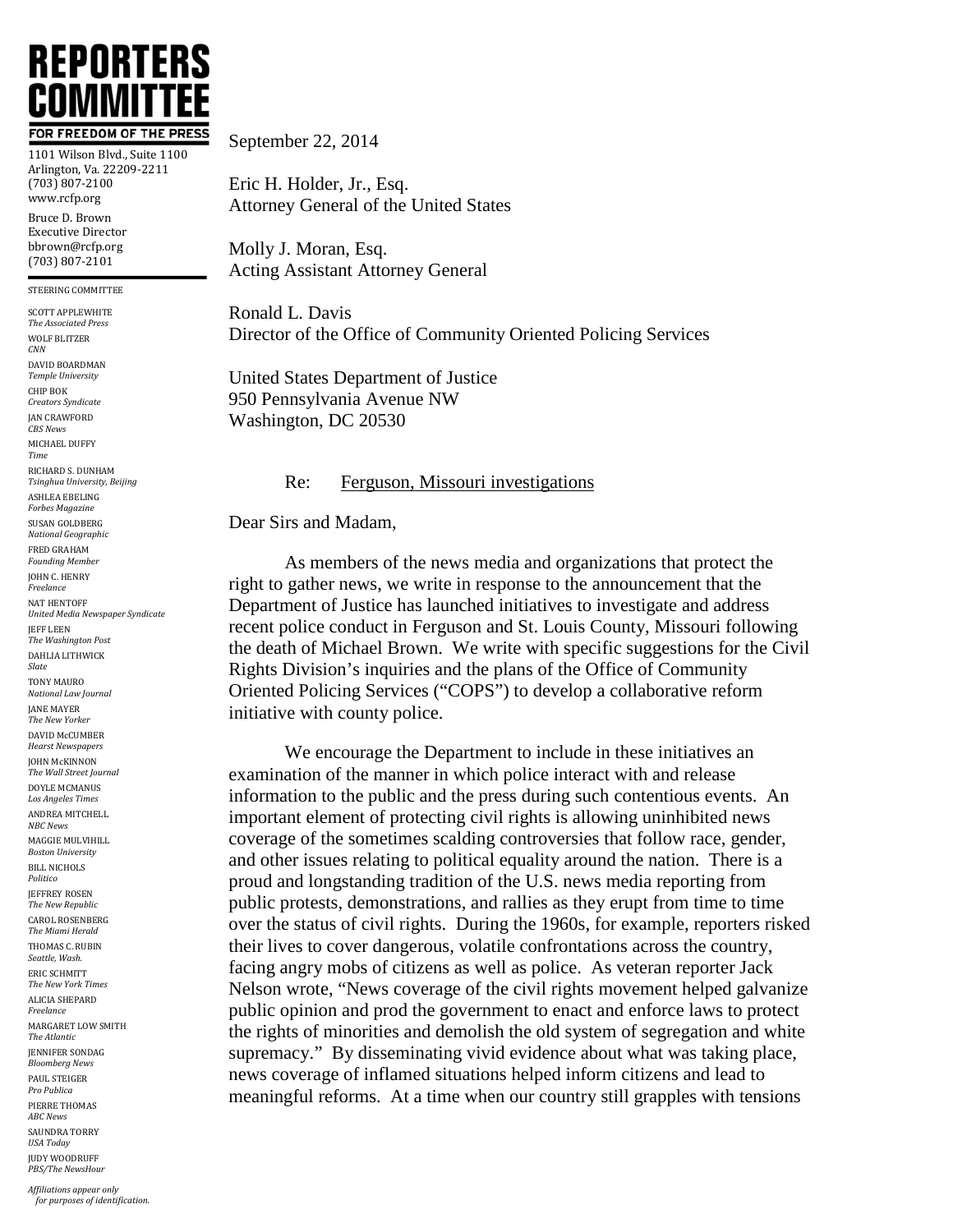# REPORTERS COMMITTEE

**FOR FREEDOM OF THE PRESS**

1101 Wilson Blvd., Suite 1100
Arlington, Va. 22209-2211
(703) 807-2100
www.rcfp.org

Bruce D. Brown
Executive Director
bbrown@rcfp.org
(703) 807-2101

STEERING COMMITTEE

SCOTT APPLEWHITE
*The Associated Press*
WOLF BLITZER
*CNN*
DAVID BOARDMAN
*Temple University*
CHIP BOK
*Creators Syndicate*
JAN CRAWFORD
*CBS News*
MICHAEL DUFFY
*Time*
RICHARD S. DUNHAM
*Tsinghua University, Beijing*
ASHLEA EBELING
*Forbes Magazine*
SUSAN GOLDBERG
*National Geographic*
FRED GRAHAM
*Founding Member*
JOHN C. HENRY
*Freelance*
NAT HENTOFF
*United Media Newspaper Syndicate*
JEFF LEEN
*The Washington Post*
DAHLIA LITHWICK
*Slate*
TONY MAURO
*National Law Journal*
JANE MAYER
*The New Yorker*
DAVID McCUMBER
*Hearst Newspapers*
JOHN McKINNON
*The Wall Street Journal*
DOYLE MCMANUS
*Los Angeles Times*
ANDREA MITCHELL
*NBC News*
MAGGIE MULVIHILL
*Boston University*
BILL NICHOLS
*Politico*
JEFFREY ROSEN
*The New Republic*
CAROL ROSENBERG
*The Miami Herald*
THOMAS C. RUBIN
*Seattle, Wash.*
ERIC SCHMITT
*The New York Times*
ALICIA SHEPARD
*Freelance*
MARGARET LOW SMITH
*The Atlantic*
JENNIFER SONDAG
*Bloomberg News*
PAUL STEIGER
*Pro Publica*
PIERRE THOMAS
*ABC News*
SAUNDRA TORRY
*USA Today*
JUDY WOODRUFF
*PBS/The NewsHour*

*Affiliations appear only for purposes of identification.*

September 22, 2014

Eric H. Holder, Jr., Esq.
Attorney General of the United States

Molly J. Moran, Esq.
Acting Assistant Attorney General

Ronald L. Davis
Director of the Office of Community Oriented Policing Services

United States Department of Justice
950 Pennsylvania Avenue NW
Washington, DC 20530

Re: Ferguson, Missouri investigations

Dear Sirs and Madam,

As members of the news media and organizations that protect the right to gather news, we write in response to the announcement that the Department of Justice has launched initiatives to investigate and address recent police conduct in Ferguson and St. Louis County, Missouri following the death of Michael Brown. We write with specific suggestions for the Civil Rights Division's inquiries and the plans of the Office of Community Oriented Policing Services ("COPS") to develop a collaborative reform initiative with county police.

We encourage the Department to include in these initiatives an examination of the manner in which police interact with and release information to the public and the press during such contentious events. An important element of protecting civil rights is allowing uninhibited news coverage of the sometimes scalding controversies that follow race, gender, and other issues relating to political equality around the nation. There is a proud and longstanding tradition of the U.S. news media reporting from public protests, demonstrations, and rallies as they erupt from time to time over the status of civil rights. During the 1960s, for example, reporters risked their lives to cover dangerous, volatile confrontations across the country, facing angry mobs of citizens as well as police. As veteran reporter Jack Nelson wrote, "News coverage of the civil rights movement helped galvanize public opinion and prod the government to enact and enforce laws to protect the rights of minorities and demolish the old system of segregation and white supremacy." By disseminating vivid evidence about what was taking place, news coverage of inflamed situations helped inform citizens and lead to meaningful reforms. At a time when our country still grapples with tensions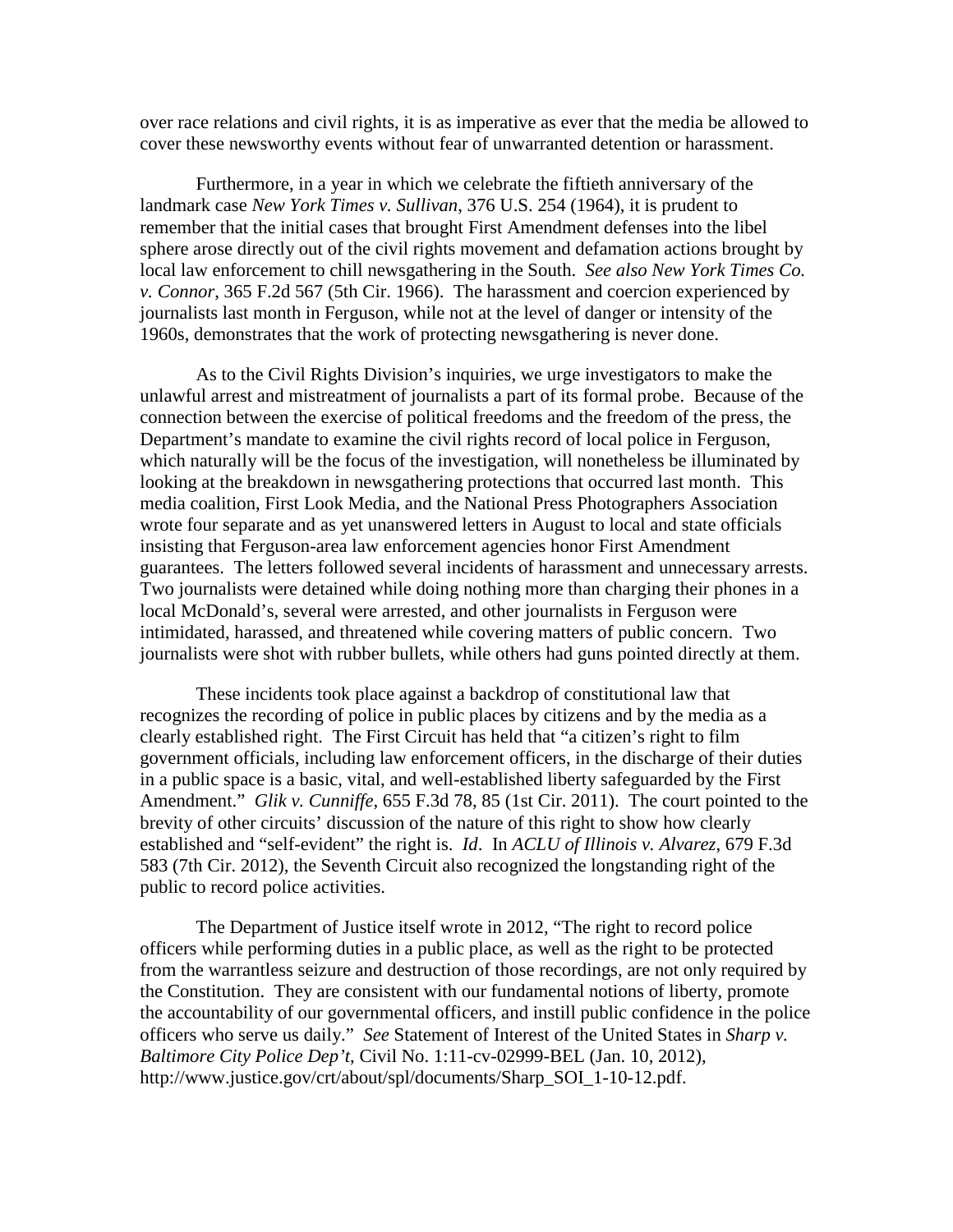over race relations and civil rights, it is as imperative as ever that the media be allowed to cover these newsworthy events without fear of unwarranted detention or harassment.

Furthermore, in a year in which we celebrate the fiftieth anniversary of the landmark case *New York Times v. Sullivan*, 376 U.S. 254 (1964), it is prudent to remember that the initial cases that brought First Amendment defenses into the libel sphere arose directly out of the civil rights movement and defamation actions brought by local law enforcement to chill newsgathering in the South. *See also New York Times Co. v. Connor*, 365 F.2d 567 (5th Cir. 1966). The harassment and coercion experienced by journalists last month in Ferguson, while not at the level of danger or intensity of the 1960s, demonstrates that the work of protecting newsgathering is never done.

As to the Civil Rights Division's inquiries, we urge investigators to make the unlawful arrest and mistreatment of journalists a part of its formal probe. Because of the connection between the exercise of political freedoms and the freedom of the press, the Department's mandate to examine the civil rights record of local police in Ferguson, which naturally will be the focus of the investigation, will nonetheless be illuminated by looking at the breakdown in newsgathering protections that occurred last month. This media coalition, First Look Media, and the National Press Photographers Association wrote four separate and as yet unanswered letters in August to local and state officials insisting that Ferguson-area law enforcement agencies honor First Amendment guarantees. The letters followed several incidents of harassment and unnecessary arrests. Two journalists were detained while doing nothing more than charging their phones in a local McDonald's, several were arrested, and other journalists in Ferguson were intimidated, harassed, and threatened while covering matters of public concern. Two journalists were shot with rubber bullets, while others had guns pointed directly at them.

These incidents took place against a backdrop of constitutional law that recognizes the recording of police in public places by citizens and by the media as a clearly established right. The First Circuit has held that "a citizen's right to film government officials, including law enforcement officers, in the discharge of their duties in a public space is a basic, vital, and well-established liberty safeguarded by the First Amendment." *Glik v. Cunniffe*, 655 F.3d 78, 85 (1st Cir. 2011). The court pointed to the brevity of other circuits' discussion of the nature of this right to show how clearly established and "self-evident" the right is. *Id*. In *ACLU of Illinois v. Alvarez*, 679 F.3d 583 (7th Cir. 2012), the Seventh Circuit also recognized the longstanding right of the public to record police activities.

The Department of Justice itself wrote in 2012, "The right to record police officers while performing duties in a public place, as well as the right to be protected from the warrantless seizure and destruction of those recordings, are not only required by the Constitution. They are consistent with our fundamental notions of liberty, promote the accountability of our governmental officers, and instill public confidence in the police officers who serve us daily." *See* Statement of Interest of the United States in *Sharp v. Baltimore City Police Dep't*, Civil No. 1:11-cv-02999-BEL (Jan. 10, 2012), http://www.justice.gov/crt/about/spl/documents/Sharp_SOI_1-10-12.pdf.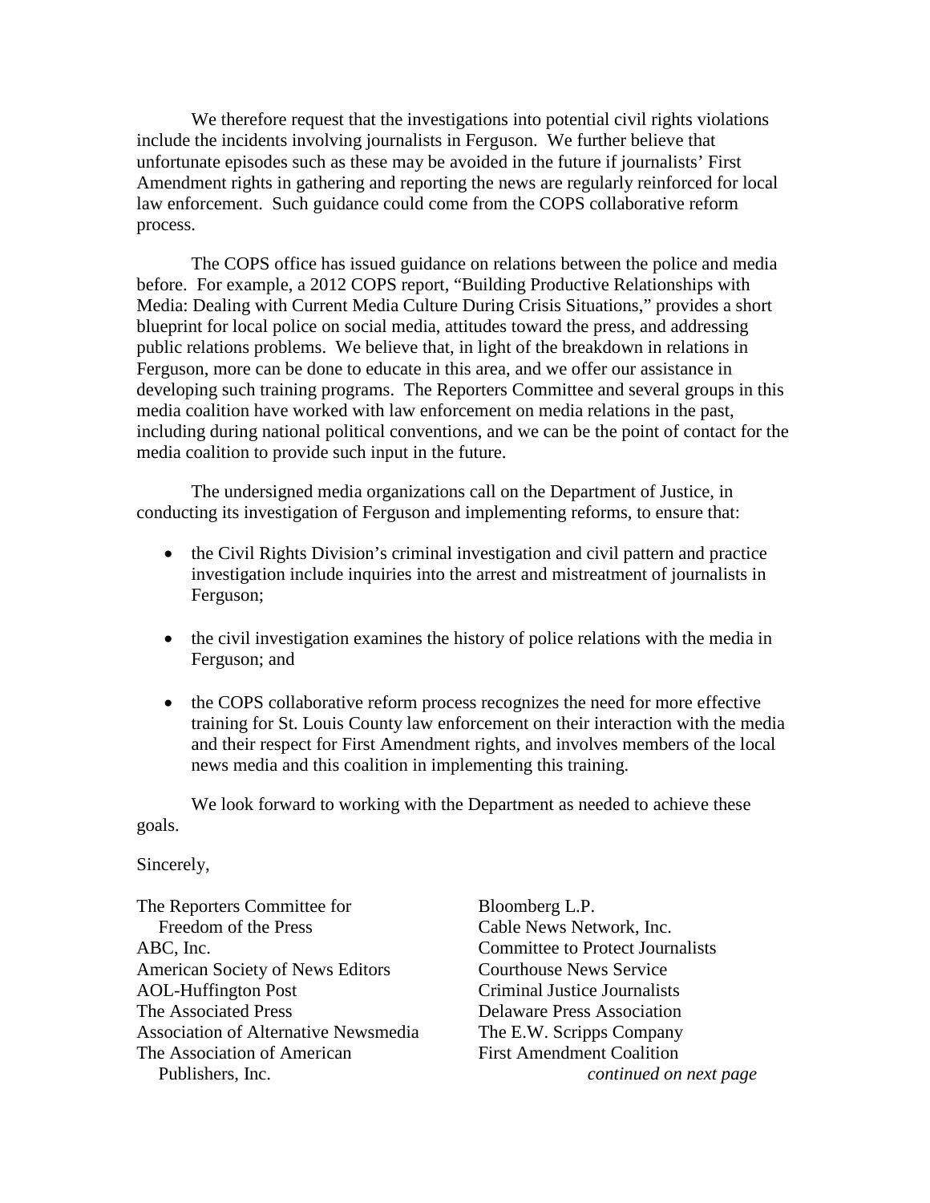We therefore request that the investigations into potential civil rights violations include the incidents involving journalists in Ferguson. We further believe that unfortunate episodes such as these may be avoided in the future if journalists' First Amendment rights in gathering and reporting the news are regularly reinforced for local law enforcement. Such guidance could come from the COPS collaborative reform process.

The COPS office has issued guidance on relations between the police and media before. For example, a 2012 COPS report, "Building Productive Relationships with Media: Dealing with Current Media Culture During Crisis Situations," provides a short blueprint for local police on social media, attitudes toward the press, and addressing public relations problems. We believe that, in light of the breakdown in relations in Ferguson, more can be done to educate in this area, and we offer our assistance in developing such training programs. The Reporters Committee and several groups in this media coalition have worked with law enforcement on media relations in the past, including during national political conventions, and we can be the point of contact for the media coalition to provide such input in the future.

The undersigned media organizations call on the Department of Justice, in conducting its investigation of Ferguson and implementing reforms, to ensure that:

- the Civil Rights Division's criminal investigation and civil pattern and practice investigation include inquiries into the arrest and mistreatment of journalists in Ferguson;
- the civil investigation examines the history of police relations with the media in Ferguson; and
- the COPS collaborative reform process recognizes the need for more effective training for St. Louis County law enforcement on their interaction with the media and their respect for First Amendment rights, and involves members of the local news media and this coalition in implementing this training.

We look forward to working with the Department as needed to achieve these goals.

Sincerely,

The Reporters Committee for Freedom of the Press
ABC, Inc.
American Society of News Editors
AOL-Huffington Post
The Associated Press
Association of Alternative Newsmedia
The Association of American Publishers, Inc.
Bloomberg L.P.
Cable News Network, Inc.
Committee to Protect Journalists
Courthouse News Service
Criminal Justice Journalists
Delaware Press Association
The E.W. Scripps Company
First Amendment Coalition

*continued on next page*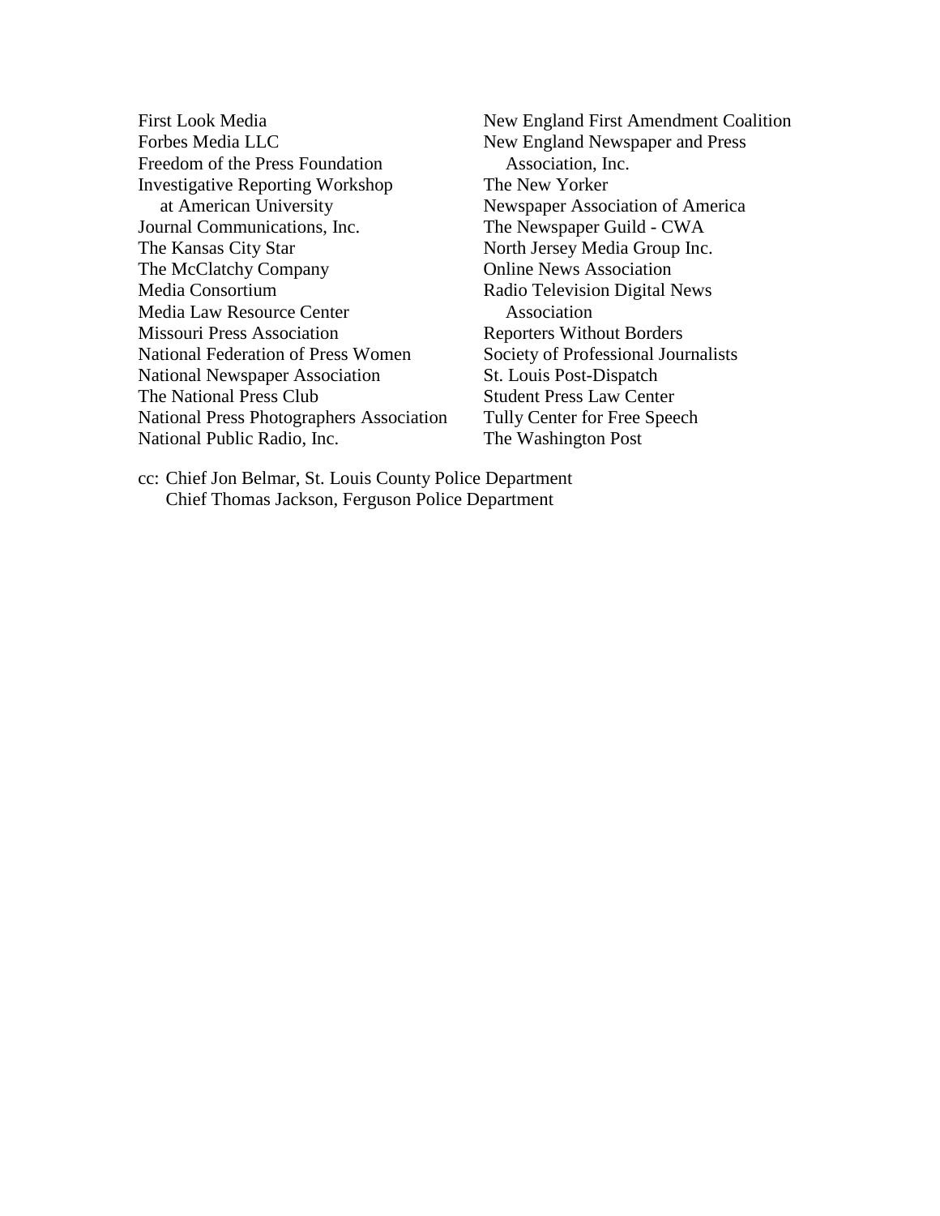First Look Media
Forbes Media LLC
Freedom of the Press Foundation
Investigative Reporting Workshop at American University
Journal Communications, Inc.
The Kansas City Star
The McClatchy Company
Media Consortium
Media Law Resource Center
Missouri Press Association
National Federation of Press Women
National Newspaper Association
The National Press Club
National Press Photographers Association
National Public Radio, Inc.
New England First Amendment Coalition
New England Newspaper and Press Association, Inc.
The New Yorker
Newspaper Association of America
The Newspaper Guild - CWA
North Jersey Media Group Inc.
Online News Association
Radio Television Digital News Association
Reporters Without Borders
Society of Professional Journalists
St. Louis Post-Dispatch
Student Press Law Center
Tully Center for Free Speech
The Washington Post

cc: Chief Jon Belmar, St. Louis County Police Department
Chief Thomas Jackson, Ferguson Police Department